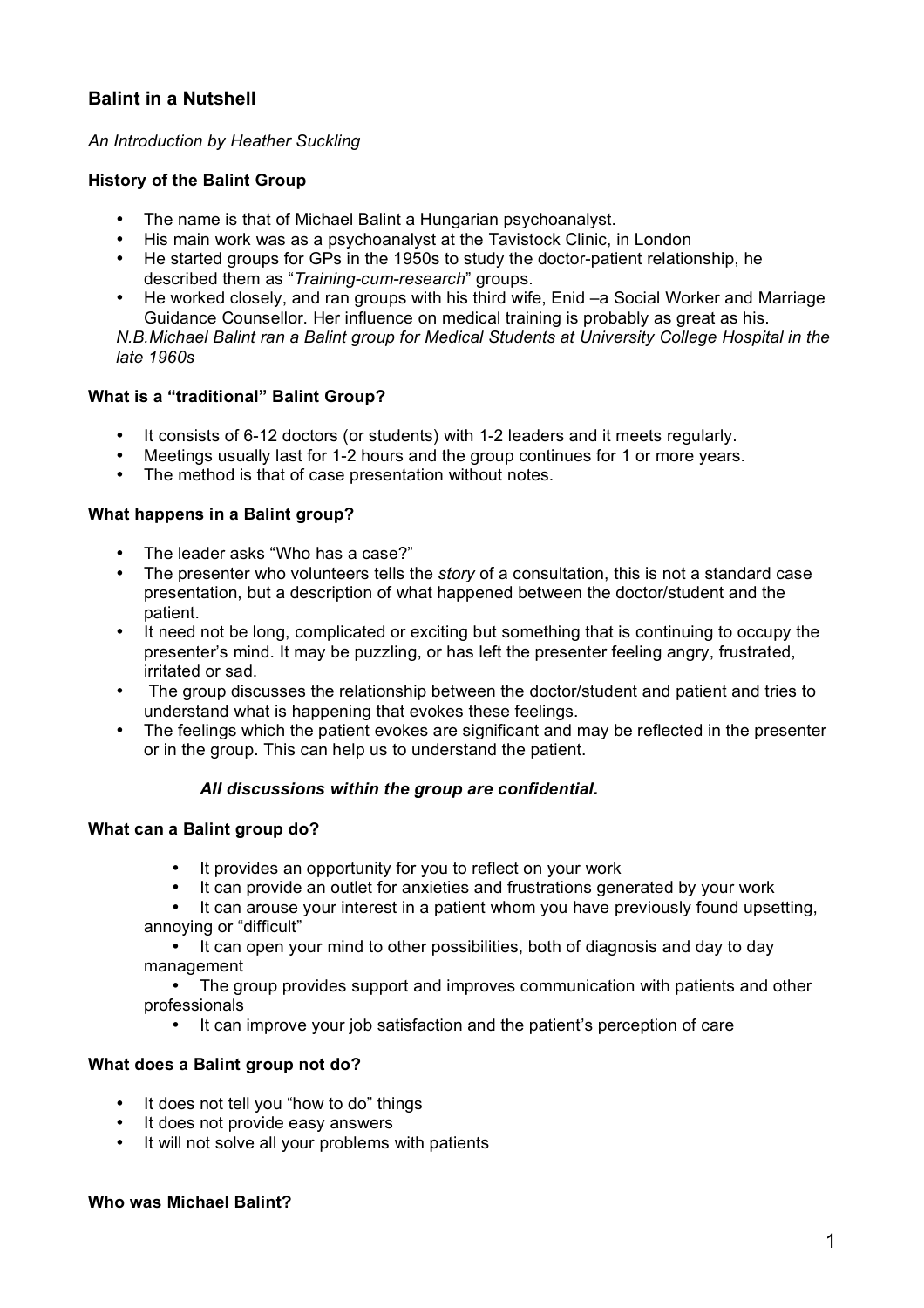# Balint in a Nutshell

*An Introduction by Heather Suckling*

## History of the Balint Group

- The name is that of Michael Balint a Hungarian psychoanalyst.
- His main work was as a psychoanalyst at the Tavistock Clinic, in London
- He started groups for GPs in the 1950s to study the doctor-patient relationship, he described them as "*Training-cum-research*" groups.
- He worked closely, and ran groups with his third wife, Enid –a Social Worker and Marriage Guidance Counsellor. Her influence on medical training is probably as great as his.

*N.B.Michael Balint ran a Balint group for Medical Students at University College Hospital in the late 1960s*

## What is a "traditional" Balint Group?

- It consists of 6-12 doctors (or students) with 1-2 leaders and it meets regularly.
- Meetings usually last for 1-2 hours and the group continues for 1 or more years.
- The method is that of case presentation without notes.

## What happens in a Balint group?

- The leader asks "Who has a case?"
- The presenter who volunteers tells the *story* of a consultation, this is not a standard case presentation, but a description of what happened between the doctor/student and the patient.
- It need not be long, complicated or exciting but something that is continuing to occupy the presenter's mind. It may be puzzling, or has left the presenter feeling angry, frustrated, irritated or sad.
- The group discusses the relationship between the doctor/student and patient and tries to understand what is happening that evokes these feelings.
- The feelings which the patient evokes are significant and may be reflected in the presenter or in the group. This can help us to understand the patient.

***All discussions within the group are confidential.***

## What can a Balint group do?

- It provides an opportunity for you to reflect on your work
- It can provide an outlet for anxieties and frustrations generated by your work
- It can arouse your interest in a patient whom you have previously found upsetting, annoying or "difficult"
- It can open your mind to other possibilities, both of diagnosis and day to day management
- The group provides support and improves communication with patients and other professionals
- It can improve your job satisfaction and the patient's perception of care

## What does a Balint group not do?

- It does not tell you "how to do" things
- It does not provide easy answers
- It will not solve all your problems with patients

## Who was Michael Balint?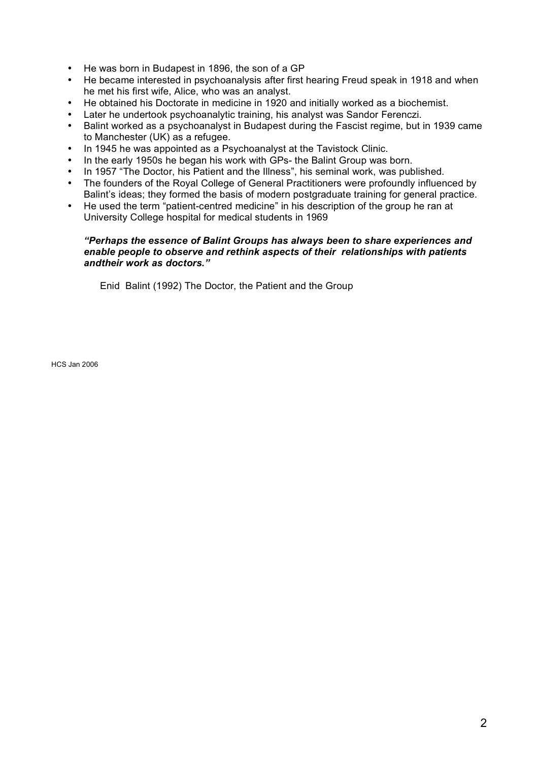- He was born in Budapest in 1896, the son of a GP
- He became interested in psychoanalysis after first hearing Freud speak in 1918 and when he met his first wife, Alice, who was an analyst.
- He obtained his Doctorate in medicine in 1920 and initially worked as a biochemist.
- Later he undertook psychoanalytic training, his analyst was Sandor Ferenczi.
- Balint worked as a psychoanalyst in Budapest during the Fascist regime, but in 1939 came to Manchester (UK) as a refugee.
- In 1945 he was appointed as a Psychoanalyst at the Tavistock Clinic.
- In the early 1950s he began his work with GPs- the Balint Group was born.
- In 1957 "The Doctor, his Patient and the Illness", his seminal work, was published.
- The founders of the Royal College of General Practitioners were profoundly influenced by Balint's ideas; they formed the basis of modern postgraduate training for general practice.
- He used the term "patient-centred medicine" in his description of the group he ran at University College hospital for medical students in 1969

***"Perhaps the essence of Balint Groups has always been to share experiences and enable people to observe and rethink aspects of their relationships with patients andtheir work as doctors."***

Enid Balint (1992) The Doctor, the Patient and the Group

HCS Jan 2006